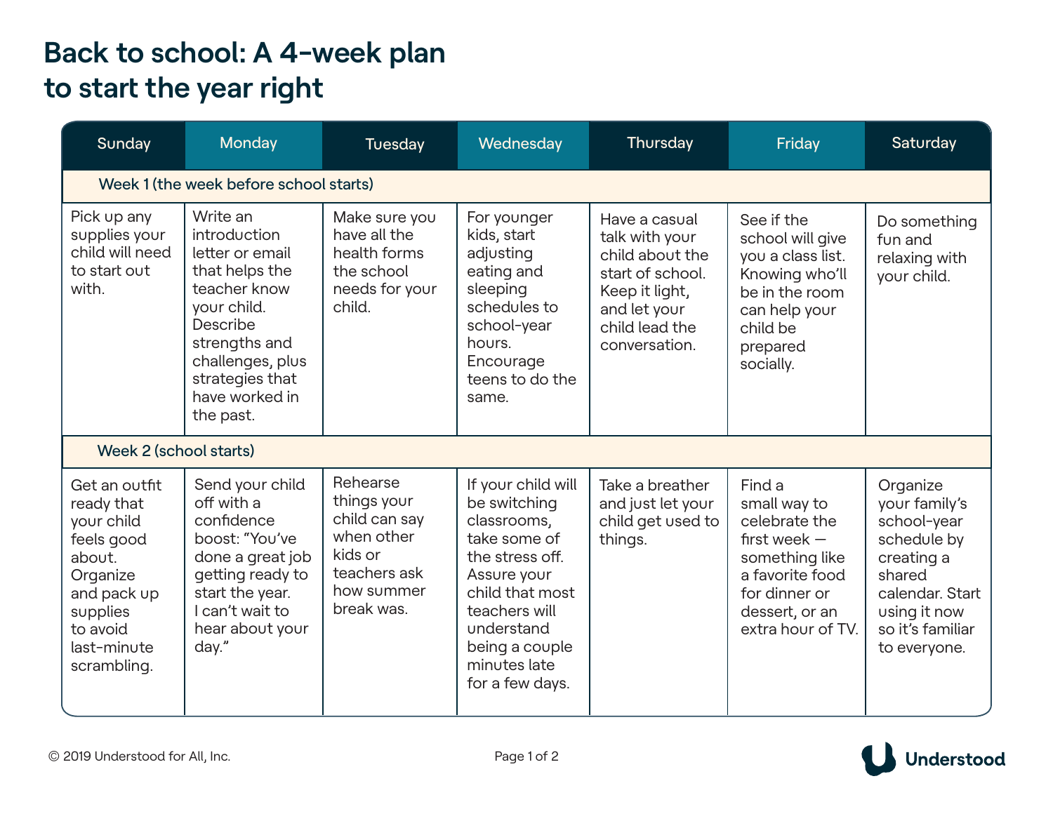# Back to school: A 4-week plan to start the year right

| Sunday | Monday | Tuesday | Wednesday | Thursday | Friday | Saturday |
| --- | --- | --- | --- | --- | --- | --- |
| **Week 1 (the week before school starts)** | | | | | | |
| Pick up any supplies your child will need to start out with. | Write an introduction letter or email that helps the teacher know your child. Describe strengths and challenges, plus strategies that have worked in the past. | Make sure you have all the health forms the school needs for your child. | For younger kids, start adjusting eating and sleeping schedules to school-year hours. Encourage teens to do the same. | Have a casual talk with your child about the start of school. Keep it light, and let your child lead the conversation. | See if the school will give you a class list. Knowing who'll be in the room can help your child be prepared socially. | Do something fun and relaxing with your child. |
| **Week 2 (school starts)** | | | | | | |
| Get an outfit ready that your child feels good about. Organize and pack up supplies to avoid last-minute scrambling. | Send your child off with a confidence boost: "You've done a great job getting ready to start the year. I can't wait to hear about your day." | Rehearse things your child can say when other kids or teachers ask how summer break was. | If your child will be switching classrooms, take some of the stress off. Assure your child that most teachers will understand being a couple minutes late for a few days. | Take a breather and just let your child get used to things. | Find a small way to celebrate the first week — something like a favorite food for dinner or dessert, or an extra hour of TV. | Organize your family's school-year schedule by creating a shared calendar. Start using it now so it's familiar to everyone. |

© 2019 Understood for All, Inc.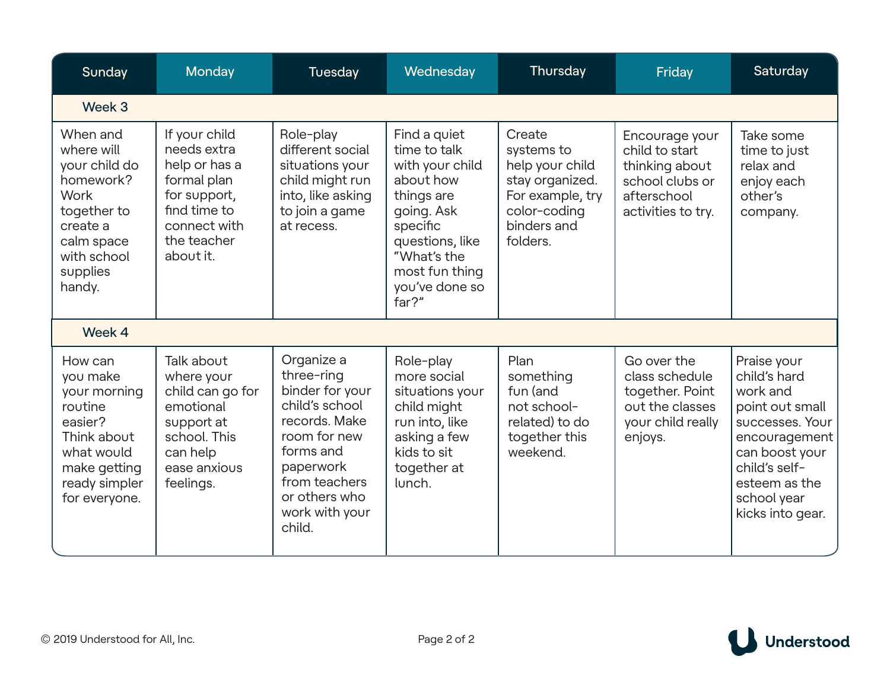| Sunday | Monday | Tuesday | Wednesday | Thursday | Friday | Saturday |
|---|---|---|---|---|---|---|
| **Week 3** | | | | | | |
| When and where will your child do homework? Work together to create a calm space with school supplies handy. | If your child needs extra help or has a formal plan for support, find time to connect with the teacher about it. | Role-play different social situations your child might run into, like asking to join a game at recess. | Find a quiet time to talk with your child about how things are going. Ask specific questions, like "What's the most fun thing you've done so far?" | Create systems to help your child stay organized. For example, try color-coding binders and folders. | Encourage your child to start thinking about school clubs or afterschool activities to try. | Take some time to just relax and enjoy each other's company. |
| **Week 4** | | | | | | |
| How can you make your morning routine easier? Think about what would make getting ready simpler for everyone. | Talk about where your child can go for emotional support at school. This can help ease anxious feelings. | Organize a three-ring binder for your child's school records. Make room for new forms and paperwork from teachers or others who work with your child. | Role-play more social situations your child might run into, like asking a few kids to sit together at lunch. | Plan something fun (and not school-related) to do together this weekend. | Go over the class schedule together. Point out the classes your child really enjoys. | Praise your child's hard work and point out small successes. Your encouragement can boost your child's self-esteem as the school year kicks into gear. |

© 2019 Understood for All, Inc.

Understood